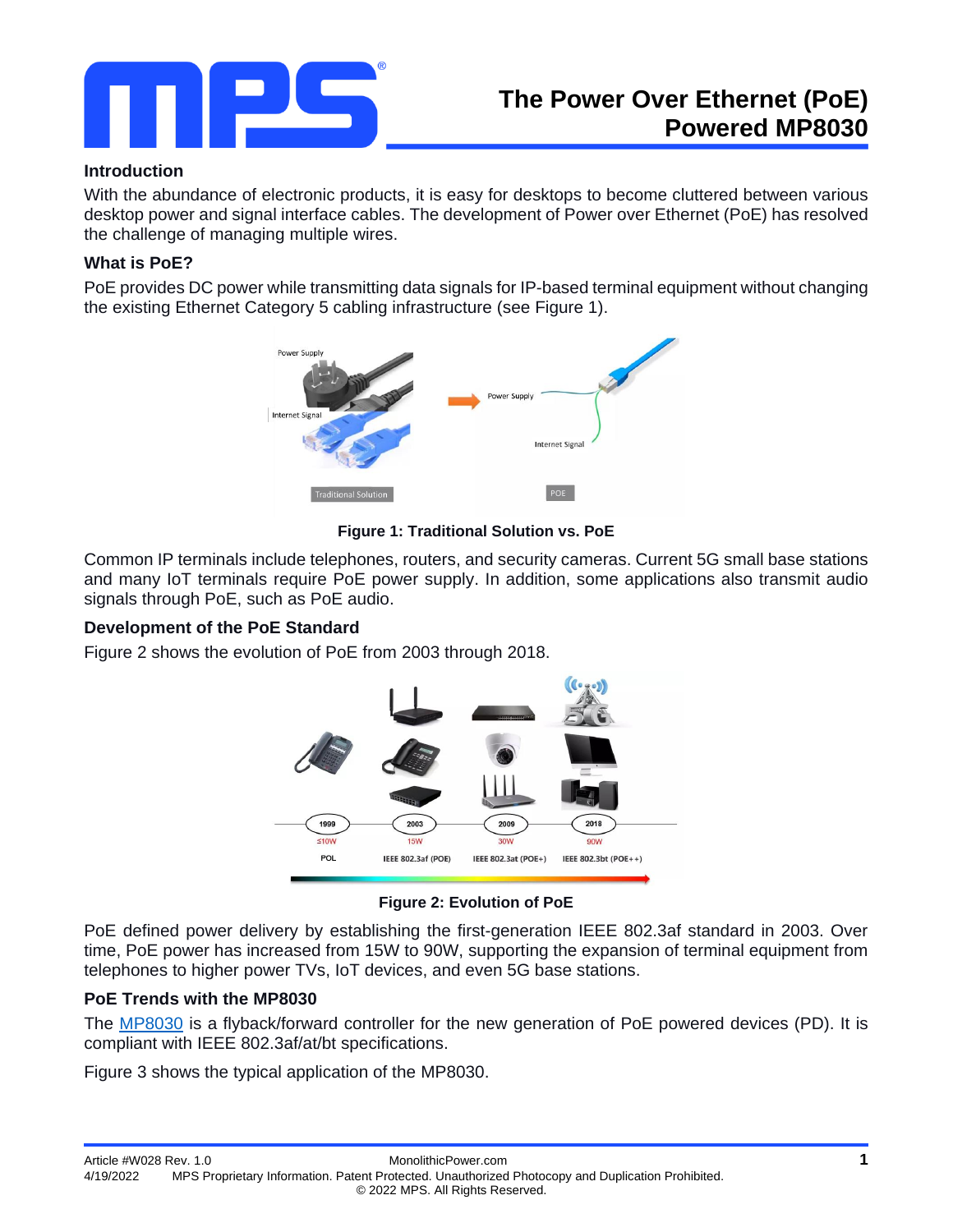# The Power Over Ethernet (PoE) Powered MP8030

## Introduction

With the abundance of electronic products, it is easy for desktops to become cluttered between various desktop power and signal interface cables. The development of Power over Ethernet (PoE) has resolved the challenge of managing multiple wires.

## What is PoE?

PoE provides DC power while transmitting data signals for IP-based terminal equipment without changing the existing Ethernet Category 5 cabling infrastructure (see Figure 1).

**Figure 1: Traditional Solution vs. PoE**

Common IP terminals include telephones, routers, and security cameras. Current 5G small base stations and many IoT terminals require PoE power supply. In addition, some applications also transmit audio signals through PoE, such as PoE audio.

## Development of the PoE Standard

Figure 2 shows the evolution of PoE from 2003 through 2018.

**Figure 2: Evolution of PoE**

PoE defined power delivery by establishing the first-generation IEEE 802.3af standard in 2003. Over time, PoE power has increased from 15W to 90W, supporting the expansion of terminal equipment from telephones to higher power TVs, IoT devices, and even 5G base stations.

## PoE Trends with the MP8030

The MP8030 is a flyback/forward controller for the new generation of PoE powered devices (PD). It is compliant with IEEE 802.3af/at/bt specifications.

Figure 3 shows the typical application of the MP8030.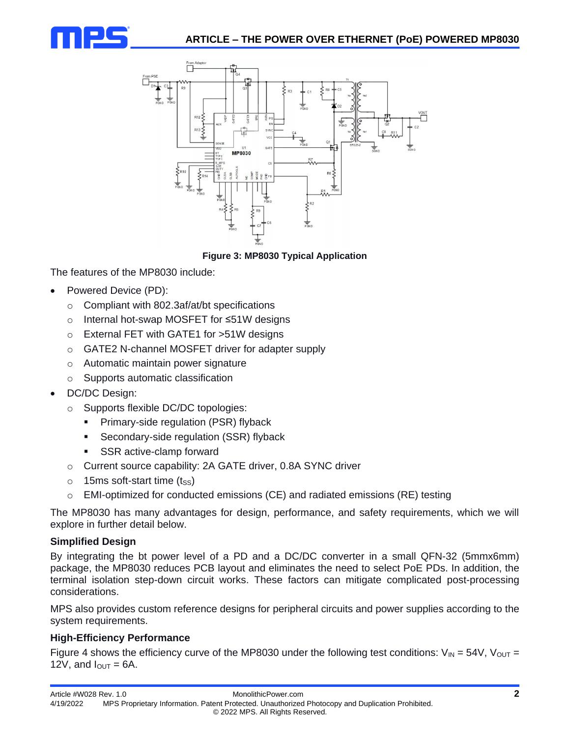Figure 3: MP8030 Typical Application

The features of the MP8030 include:

- Powered Device (PD):
  - Compliant with 802.3af/at/bt specifications
  - Internal hot-swap MOSFET for ≤51W designs
  - External FET with GATE1 for >51W designs
  - GATE2 N-channel MOSFET driver for adapter supply
  - Automatic maintain power signature
  - Supports automatic classification
- DC/DC Design:
  - Supports flexible DC/DC topologies:
    - Primary-side regulation (PSR) flyback
    - Secondary-side regulation (SSR) flyback
    - SSR active-clamp forward
  - Current source capability: 2A GATE driver, 0.8A SYNC driver
  - 15ms soft-start time ($t_{SS}$)
  - EMI-optimized for conducted emissions (CE) and radiated emissions (RE) testing

The MP8030 has many advantages for design, performance, and safety requirements, which we will explore in further detail below.

### Simplified Design

By integrating the bt power level of a PD and a DC/DC converter in a small QFN-32 (5mmx6mm) package, the MP8030 reduces PCB layout and eliminates the need to select PoE PDs. In addition, the terminal isolation step-down circuit works. These factors can mitigate complicated post-processing considerations.

MPS also provides custom reference designs for peripheral circuits and power supplies according to the system requirements.

### High-Efficiency Performance

Figure 4 shows the efficiency curve of the MP8030 under the following test conditions: $V_{IN}$ = 54V, $V_{OUT}$ = 12V, and $I_{OUT}$ = 6A.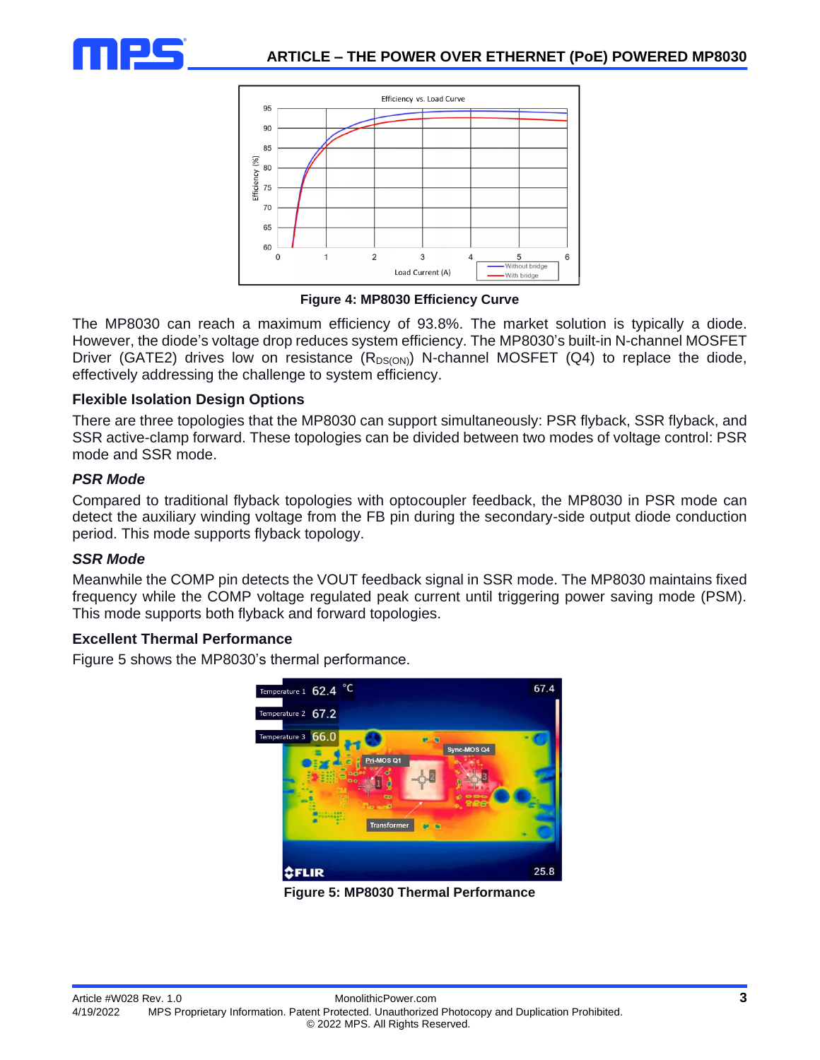**Figure 4: MP8030 Efficiency Curve**

The MP8030 can reach a maximum efficiency of 93.8%. The market solution is typically a diode. However, the diode's voltage drop reduces system efficiency. The MP8030's built-in N-channel MOSFET Driver (GATE2) drives low on resistance ($R_{DS(ON)}$) N-channel MOSFET (Q4) to replace the diode, effectively addressing the challenge to system efficiency.

### Flexible Isolation Design Options

There are three topologies that the MP8030 can support simultaneously: PSR flyback, SSR flyback, and SSR active-clamp forward. These topologies can be divided between two modes of voltage control: PSR mode and SSR mode.

#### *PSR Mode*

Compared to traditional flyback topologies with optocoupler feedback, the MP8030 in PSR mode can detect the auxiliary winding voltage from the FB pin during the secondary-side output diode conduction period. This mode supports flyback topology.

#### *SSR Mode*

Meanwhile the COMP pin detects the VOUT feedback signal in SSR mode. The MP8030 maintains fixed frequency while the COMP voltage regulated peak current until triggering power saving mode (PSM). This mode supports both flyback and forward topologies.

### Excellent Thermal Performance

Figure 5 shows the MP8030's thermal performance.

**Figure 5: MP8030 Thermal Performance**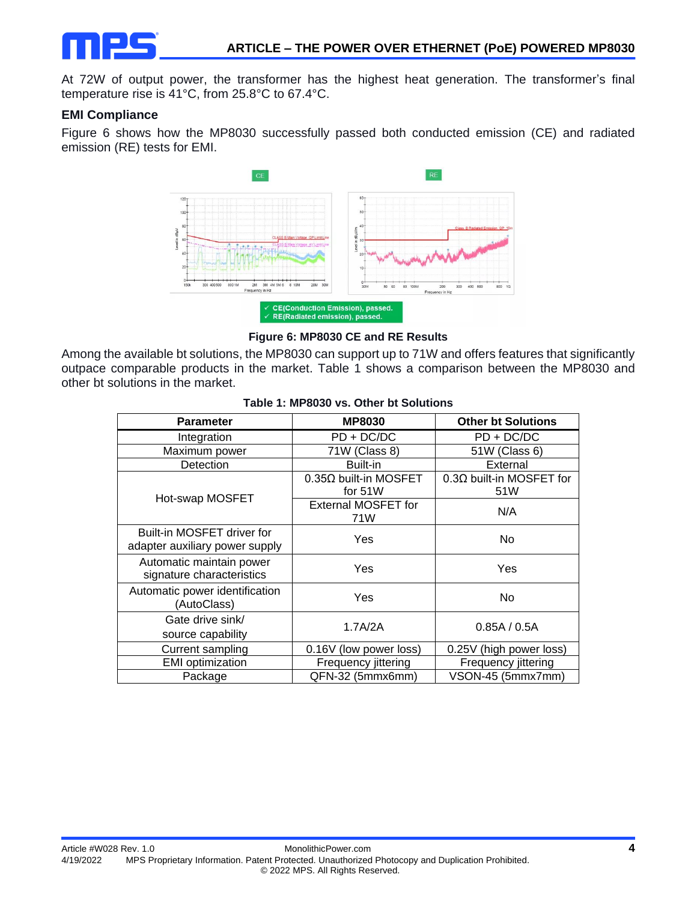At 72W of output power, the transformer has the highest heat generation. The transformer's final temperature rise is 41°C, from 25.8°C to 67.4°C.

### EMI Compliance

Figure 6 shows how the MP8030 successfully passed both conducted emission (CE) and radiated emission (RE) tests for EMI.

**Figure 6: MP8030 CE and RE Results**

Among the available bt solutions, the MP8030 can support up to 71W and offers features that significantly outpace comparable products in the market. Table 1 shows a comparison between the MP8030 and other bt solutions in the market.

**Table 1: MP8030 vs. Other bt Solutions**

| Parameter | MP8030 | Other bt Solutions |
|---|---|---|
| Integration | PD + DC/DC | PD + DC/DC |
| Maximum power | 71W (Class 8) | 51W (Class 6) |
| Detection | Built-in | External |
| Hot-swap MOSFET | 0.35Ω built-in MOSFET for 51W | 0.3Ω built-in MOSFET for 51W |
| | External MOSFET for 71W | N/A |
| Built-in MOSFET driver for adapter auxiliary power supply | Yes | No |
| Automatic maintain power signature characteristics | Yes | Yes |
| Automatic power identification (AutoClass) | Yes | No |
| Gate drive sink/ source capability | 1.7A/2A | 0.85A / 0.5A |
| Current sampling | 0.16V (low power loss) | 0.25V (high power loss) |
| EMI optimization | Frequency jittering | Frequency jittering |
| Package | QFN-32 (5mmx6mm) | VSON-45 (5mmx7mm) |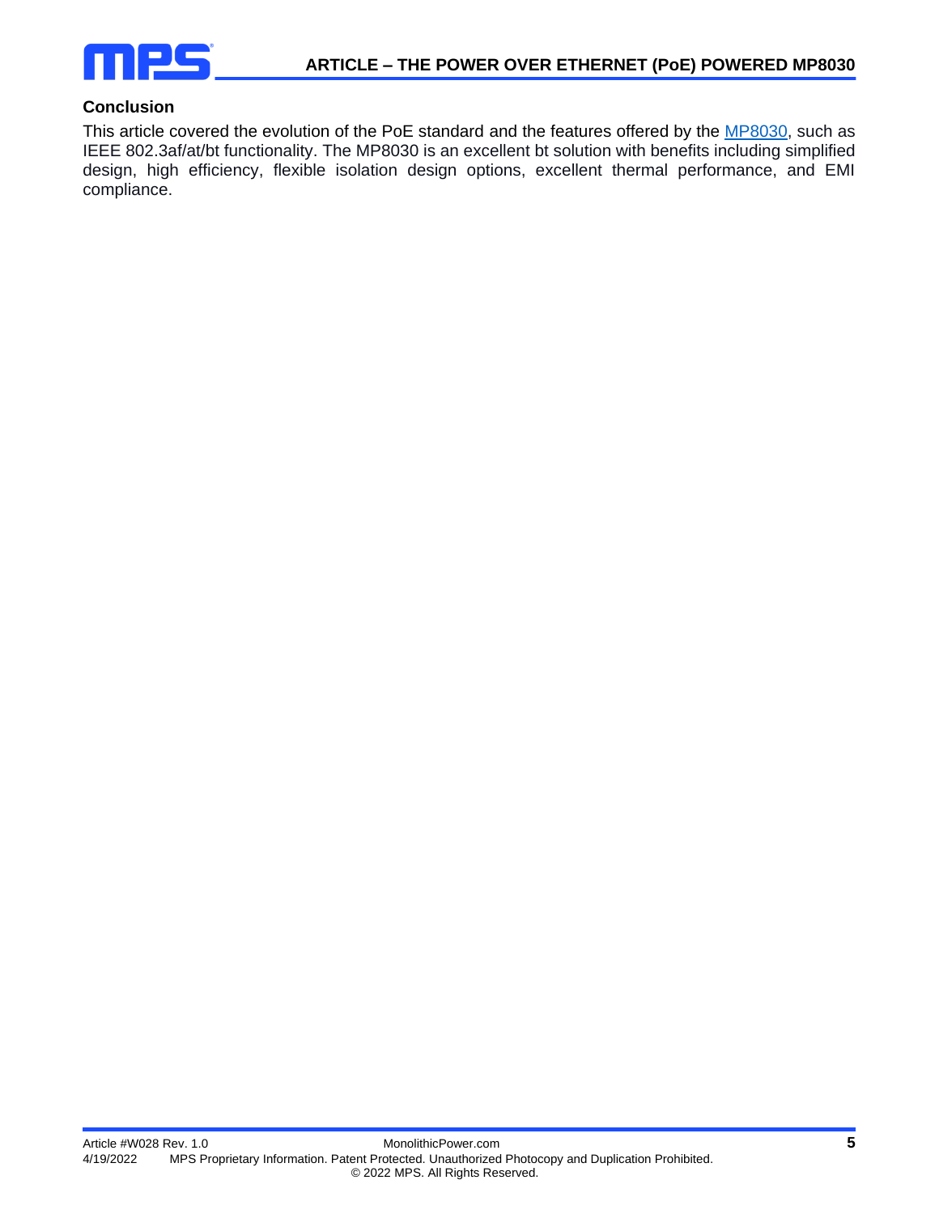## Conclusion

This article covered the evolution of the PoE standard and the features offered by the MP8030, such as IEEE 802.3af/at/bt functionality. The MP8030 is an excellent bt solution with benefits including simplified design, high efficiency, flexible isolation design options, excellent thermal performance, and EMI compliance.